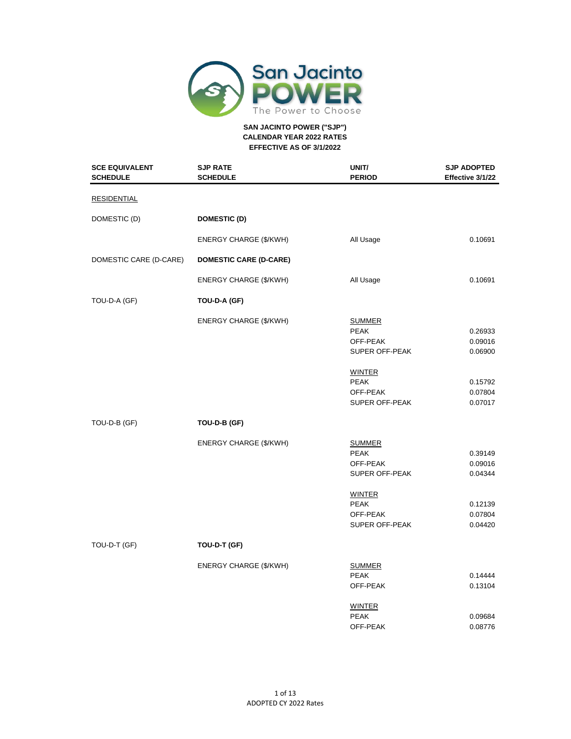**SAN JACINTO POWER ("SJP")**
**CALENDAR YEAR 2022 RATES**
**EFFECTIVE AS OF 3/1/2022**

| SCE EQUIVALENT SCHEDULE | SJP RATE SCHEDULE | UNIT/ PERIOD | SJP ADOPTED Effective 3/1/22 |
|---|---|---|---|
| RESIDENTIAL | | | |
| DOMESTIC (D) | **DOMESTIC (D)** | | |
| | ENERGY CHARGE ($/KWH) | All Usage | 0.10691 |
| DOMESTIC CARE (D-CARE) | **DOMESTIC CARE (D-CARE)** | | |
| | ENERGY CHARGE ($/KWH) | All Usage | 0.10691 |
| TOU-D-A (GF) | **TOU-D-A (GF)** | | |
| | ENERGY CHARGE ($/KWH) | SUMMER | |
| | | PEAK | 0.26933 |
| | | OFF-PEAK | 0.09016 |
| | | SUPER OFF-PEAK | 0.06900 |
| | | WINTER | |
| | | PEAK | 0.15792 |
| | | OFF-PEAK | 0.07804 |
| | | SUPER OFF-PEAK | 0.07017 |
| TOU-D-B (GF) | **TOU-D-B (GF)** | | |
| | ENERGY CHARGE ($/KWH) | SUMMER | |
| | | PEAK | 0.39149 |
| | | OFF-PEAK | 0.09016 |
| | | SUPER OFF-PEAK | 0.04344 |
| | | WINTER | |
| | | PEAK | 0.12139 |
| | | OFF-PEAK | 0.07804 |
| | | SUPER OFF-PEAK | 0.04420 |
| TOU-D-T (GF) | **TOU-D-T (GF)** | | |
| | ENERGY CHARGE ($/KWH) | SUMMER | |
| | | PEAK | 0.14444 |
| | | OFF-PEAK | 0.13104 |
| | | WINTER | |
| | | PEAK | 0.09684 |
| | | OFF-PEAK | 0.08776 |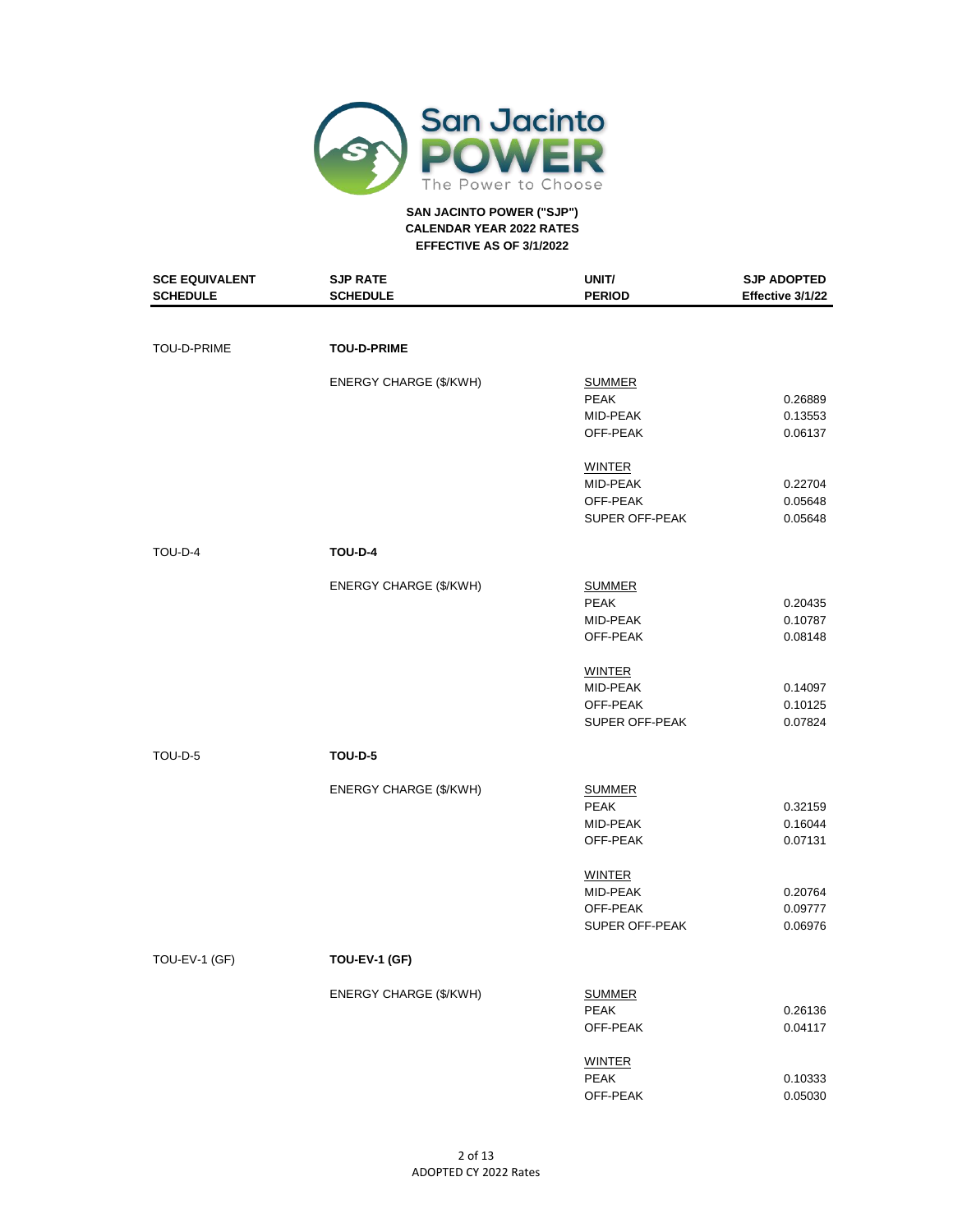San Jacinto POWER

The Power to Choose

**SAN JACINTO POWER ("SJP")**
**CALENDAR YEAR 2022 RATES**
**EFFECTIVE AS OF 3/1/2022**

| SCE EQUIVALENT SCHEDULE | SJP RATE SCHEDULE | UNIT/ PERIOD | SJP ADOPTED Effective 3/1/22 |
|---|---|---|---|
| TOU-D-PRIME | **TOU-D-PRIME** | | |
| | ENERGY CHARGE ($/KWH) | SUMMER | |
| | | PEAK | 0.26889 |
| | | MID-PEAK | 0.13553 |
| | | OFF-PEAK | 0.06137 |
| | | WINTER | |
| | | MID-PEAK | 0.22704 |
| | | OFF-PEAK | 0.05648 |
| | | SUPER OFF-PEAK | 0.05648 |
| TOU-D-4 | **TOU-D-4** | | |
| | ENERGY CHARGE ($/KWH) | SUMMER | |
| | | PEAK | 0.20435 |
| | | MID-PEAK | 0.10787 |
| | | OFF-PEAK | 0.08148 |
| | | WINTER | |
| | | MID-PEAK | 0.14097 |
| | | OFF-PEAK | 0.10125 |
| | | SUPER OFF-PEAK | 0.07824 |
| TOU-D-5 | **TOU-D-5** | | |
| | ENERGY CHARGE ($/KWH) | SUMMER | |
| | | PEAK | 0.32159 |
| | | MID-PEAK | 0.16044 |
| | | OFF-PEAK | 0.07131 |
| | | WINTER | |
| | | MID-PEAK | 0.20764 |
| | | OFF-PEAK | 0.09777 |
| | | SUPER OFF-PEAK | 0.06976 |
| TOU-EV-1 (GF) | **TOU-EV-1 (GF)** | | |
| | ENERGY CHARGE ($/KWH) | SUMMER | |
| | | PEAK | 0.26136 |
| | | OFF-PEAK | 0.04117 |
| | | WINTER | |
| | | PEAK | 0.10333 |
| | | OFF-PEAK | 0.05030 |

ADOPTED CY 2022 Rates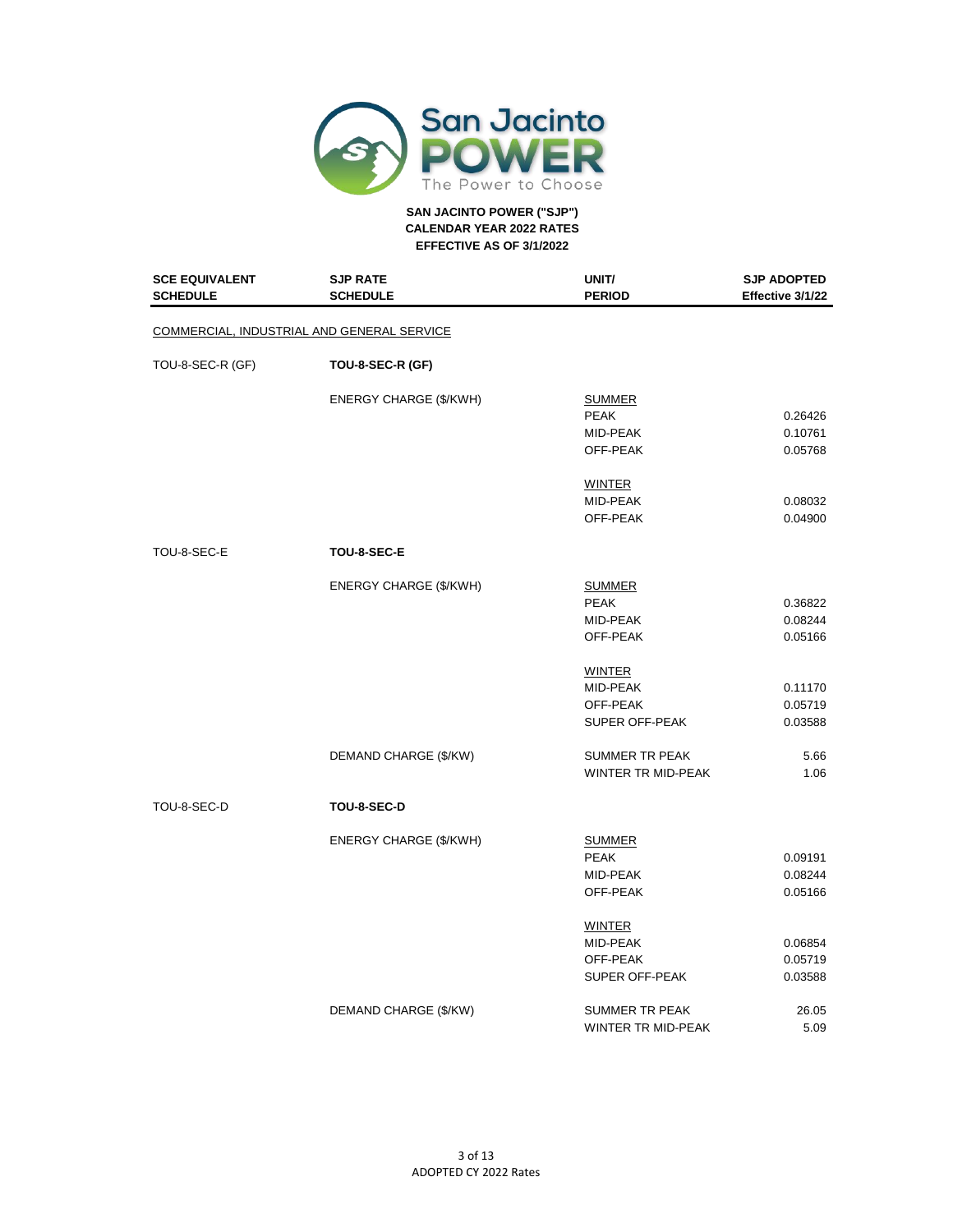**SAN JACINTO POWER ("SJP")**
**CALENDAR YEAR 2022 RATES**
**EFFECTIVE AS OF 3/1/2022**

| SCE EQUIVALENT SCHEDULE | SJP RATE SCHEDULE | UNIT/ PERIOD | SJP ADOPTED Effective 3/1/22 |
|---|---|---|---|
| COMMERCIAL, INDUSTRIAL AND GENERAL SERVICE | | | |
| TOU-8-SEC-R (GF) | **TOU-8-SEC-R (GF)** | | |
| | ENERGY CHARGE ($/KWH) | SUMMER | |
| | | PEAK | 0.26426 |
| | | MID-PEAK | 0.10761 |
| | | OFF-PEAK | 0.05768 |
| | | WINTER | |
| | | MID-PEAK | 0.08032 |
| | | OFF-PEAK | 0.04900 |
| TOU-8-SEC-E | **TOU-8-SEC-E** | | |
| | ENERGY CHARGE ($/KWH) | SUMMER | |
| | | PEAK | 0.36822 |
| | | MID-PEAK | 0.08244 |
| | | OFF-PEAK | 0.05166 |
| | | WINTER | |
| | | MID-PEAK | 0.11170 |
| | | OFF-PEAK | 0.05719 |
| | | SUPER OFF-PEAK | 0.03588 |
| | DEMAND CHARGE ($/KW) | SUMMER TR PEAK | 5.66 |
| | | WINTER TR MID-PEAK | 1.06 |
| TOU-8-SEC-D | **TOU-8-SEC-D** | | |
| | ENERGY CHARGE ($/KWH) | SUMMER | |
| | | PEAK | 0.09191 |
| | | MID-PEAK | 0.08244 |
| | | OFF-PEAK | 0.05166 |
| | | WINTER | |
| | | MID-PEAK | 0.06854 |
| | | OFF-PEAK | 0.05719 |
| | | SUPER OFF-PEAK | 0.03588 |
| | DEMAND CHARGE ($/KW) | SUMMER TR PEAK | 26.05 |
| | | WINTER TR MID-PEAK | 5.09 |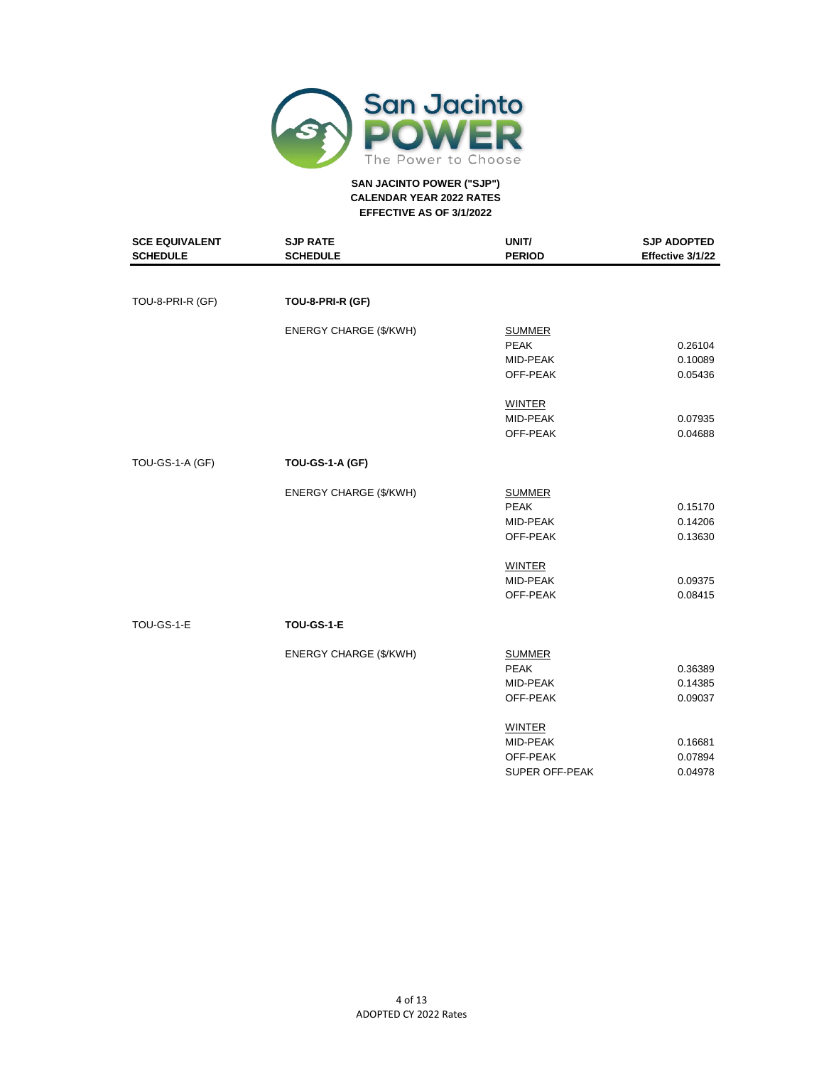**SAN JACINTO POWER ("SJP")**
**CALENDAR YEAR 2022 RATES**
**EFFECTIVE AS OF 3/1/2022**

| SCE EQUIVALENT SCHEDULE | SJP RATE SCHEDULE | UNIT/ PERIOD | SJP ADOPTED Effective 3/1/22 |
|---|---|---|---|
| TOU-8-PRI-R (GF) | **TOU-8-PRI-R (GF)** | | |
| | ENERGY CHARGE ($/KWH) | SUMMER | |
| | | PEAK | 0.26104 |
| | | MID-PEAK | 0.10089 |
| | | OFF-PEAK | 0.05436 |
| | | WINTER | |
| | | MID-PEAK | 0.07935 |
| | | OFF-PEAK | 0.04688 |
| TOU-GS-1-A (GF) | **TOU-GS-1-A (GF)** | | |
| | ENERGY CHARGE ($/KWH) | SUMMER | |
| | | PEAK | 0.15170 |
| | | MID-PEAK | 0.14206 |
| | | OFF-PEAK | 0.13630 |
| | | WINTER | |
| | | MID-PEAK | 0.09375 |
| | | OFF-PEAK | 0.08415 |
| TOU-GS-1-E | **TOU-GS-1-E** | | |
| | ENERGY CHARGE ($/KWH) | SUMMER | |
| | | PEAK | 0.36389 |
| | | MID-PEAK | 0.14385 |
| | | OFF-PEAK | 0.09037 |
| | | WINTER | |
| | | MID-PEAK | 0.16681 |
| | | OFF-PEAK | 0.07894 |
| | | SUPER OFF-PEAK | 0.04978 |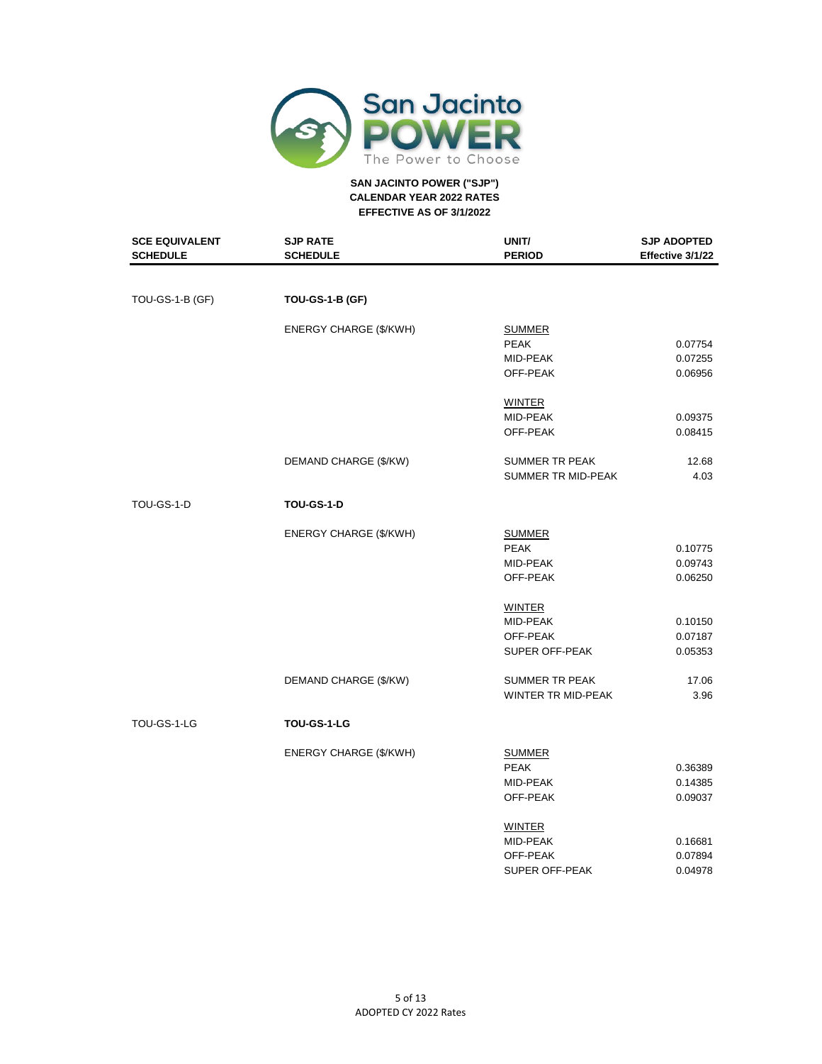**SAN JACINTO POWER ("SJP")**
**CALENDAR YEAR 2022 RATES**
**EFFECTIVE AS OF 3/1/2022**

| SCE EQUIVALENT SCHEDULE | SJP RATE SCHEDULE | UNIT/ PERIOD | SJP ADOPTED Effective 3/1/22 |
|---|---|---|---|
| TOU-GS-1-B (GF) | **TOU-GS-1-B (GF)** | | |
| | ENERGY CHARGE ($/KWH) | SUMMER | |
| | | PEAK | 0.07754 |
| | | MID-PEAK | 0.07255 |
| | | OFF-PEAK | 0.06956 |
| | | WINTER | |
| | | MID-PEAK | 0.09375 |
| | | OFF-PEAK | 0.08415 |
| | DEMAND CHARGE ($/KW) | SUMMER TR PEAK | 12.68 |
| | | SUMMER TR MID-PEAK | 4.03 |
| TOU-GS-1-D | **TOU-GS-1-D** | | |
| | ENERGY CHARGE ($/KWH) | SUMMER | |
| | | PEAK | 0.10775 |
| | | MID-PEAK | 0.09743 |
| | | OFF-PEAK | 0.06250 |
| | | WINTER | |
| | | MID-PEAK | 0.10150 |
| | | OFF-PEAK | 0.07187 |
| | | SUPER OFF-PEAK | 0.05353 |
| | DEMAND CHARGE ($/KW) | SUMMER TR PEAK | 17.06 |
| | | WINTER TR MID-PEAK | 3.96 |
| TOU-GS-1-LG | **TOU-GS-1-LG** | | |
| | ENERGY CHARGE ($/KWH) | SUMMER | |
| | | PEAK | 0.36389 |
| | | MID-PEAK | 0.14385 |
| | | OFF-PEAK | 0.09037 |
| | | WINTER | |
| | | MID-PEAK | 0.16681 |
| | | OFF-PEAK | 0.07894 |
| | | SUPER OFF-PEAK | 0.04978 |

ADOPTED CY 2022 Rates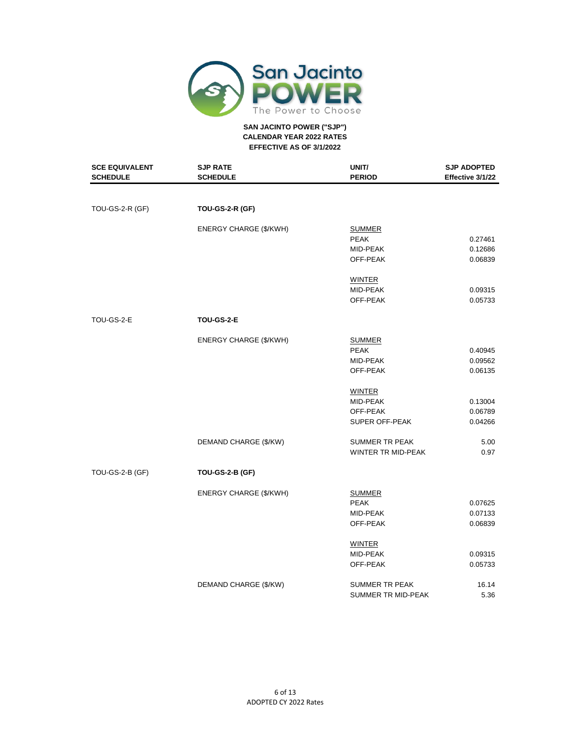**SAN JACINTO POWER ("SJP")**
**CALENDAR YEAR 2022 RATES**
**EFFECTIVE AS OF 3/1/2022**

| SCE EQUIVALENT SCHEDULE | SJP RATE SCHEDULE | UNIT/ PERIOD | SJP ADOPTED Effective 3/1/22 |
|---|---|---|---|
| TOU-GS-2-R (GF) | **TOU-GS-2-R (GF)** | | |
| | ENERGY CHARGE ($/KWH) | SUMMER | |
| | | PEAK | 0.27461 |
| | | MID-PEAK | 0.12686 |
| | | OFF-PEAK | 0.06839 |
| | | WINTER | |
| | | MID-PEAK | 0.09315 |
| | | OFF-PEAK | 0.05733 |
| TOU-GS-2-E | **TOU-GS-2-E** | | |
| | ENERGY CHARGE ($/KWH) | SUMMER | |
| | | PEAK | 0.40945 |
| | | MID-PEAK | 0.09562 |
| | | OFF-PEAK | 0.06135 |
| | | WINTER | |
| | | MID-PEAK | 0.13004 |
| | | OFF-PEAK | 0.06789 |
| | | SUPER OFF-PEAK | 0.04266 |
| | DEMAND CHARGE ($/KW) | SUMMER TR PEAK | 5.00 |
| | | WINTER TR MID-PEAK | 0.97 |
| TOU-GS-2-B (GF) | **TOU-GS-2-B (GF)** | | |
| | ENERGY CHARGE ($/KWH) | SUMMER | |
| | | PEAK | 0.07625 |
| | | MID-PEAK | 0.07133 |
| | | OFF-PEAK | 0.06839 |
| | | WINTER | |
| | | MID-PEAK | 0.09315 |
| | | OFF-PEAK | 0.05733 |
| | DEMAND CHARGE ($/KW) | SUMMER TR PEAK | 16.14 |
| | | SUMMER TR MID-PEAK | 5.36 |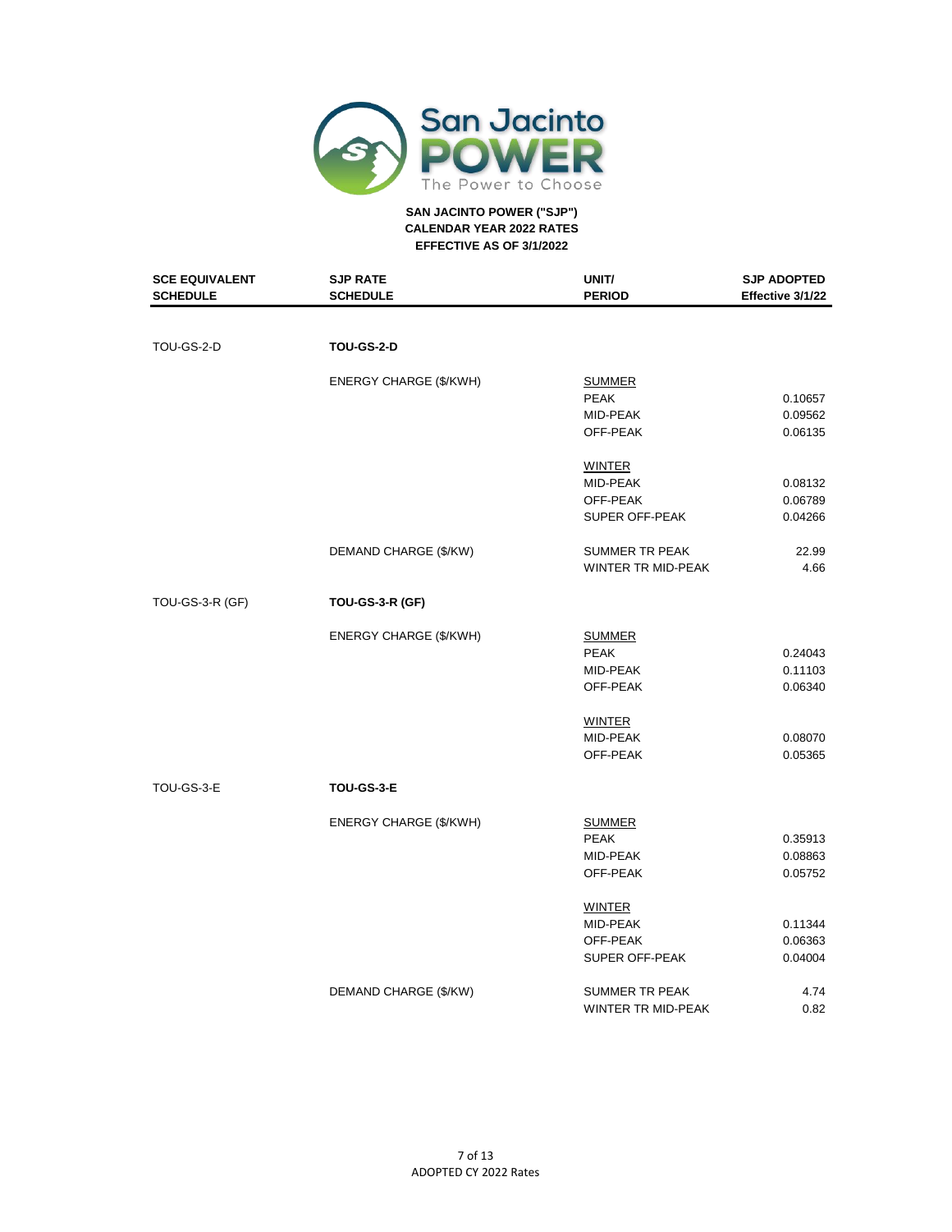**SAN JACINTO POWER ("SJP")**
**CALENDAR YEAR 2022 RATES**
**EFFECTIVE AS OF 3/1/2022**

| SCE EQUIVALENT SCHEDULE | SJP RATE SCHEDULE | UNIT/ PERIOD | SJP ADOPTED Effective 3/1/22 |
|---|---|---|---|
| TOU-GS-2-D | **TOU-GS-2-D** | | |
| | ENERGY CHARGE ($/KWH) | <u>SUMMER</u> | |
| | | PEAK | 0.10657 |
| | | MID-PEAK | 0.09562 |
| | | OFF-PEAK | 0.06135 |
| | | <u>WINTER</u> | |
| | | MID-PEAK | 0.08132 |
| | | OFF-PEAK | 0.06789 |
| | | SUPER OFF-PEAK | 0.04266 |
| | DEMAND CHARGE ($/KW) | SUMMER TR PEAK | 22.99 |
| | | WINTER TR MID-PEAK | 4.66 |
| TOU-GS-3-R (GF) | **TOU-GS-3-R (GF)** | | |
| | ENERGY CHARGE ($/KWH) | <u>SUMMER</u> | |
| | | PEAK | 0.24043 |
| | | MID-PEAK | 0.11103 |
| | | OFF-PEAK | 0.06340 |
| | | <u>WINTER</u> | |
| | | MID-PEAK | 0.08070 |
| | | OFF-PEAK | 0.05365 |
| TOU-GS-3-E | **TOU-GS-3-E** | | |
| | ENERGY CHARGE ($/KWH) | <u>SUMMER</u> | |
| | | PEAK | 0.35913 |
| | | MID-PEAK | 0.08863 |
| | | OFF-PEAK | 0.05752 |
| | | <u>WINTER</u> | |
| | | MID-PEAK | 0.11344 |
| | | OFF-PEAK | 0.06363 |
| | | SUPER OFF-PEAK | 0.04004 |
| | DEMAND CHARGE ($/KW) | SUMMER TR PEAK | 4.74 |
| | | WINTER TR MID-PEAK | 0.82 |

ADOPTED CY 2022 Rates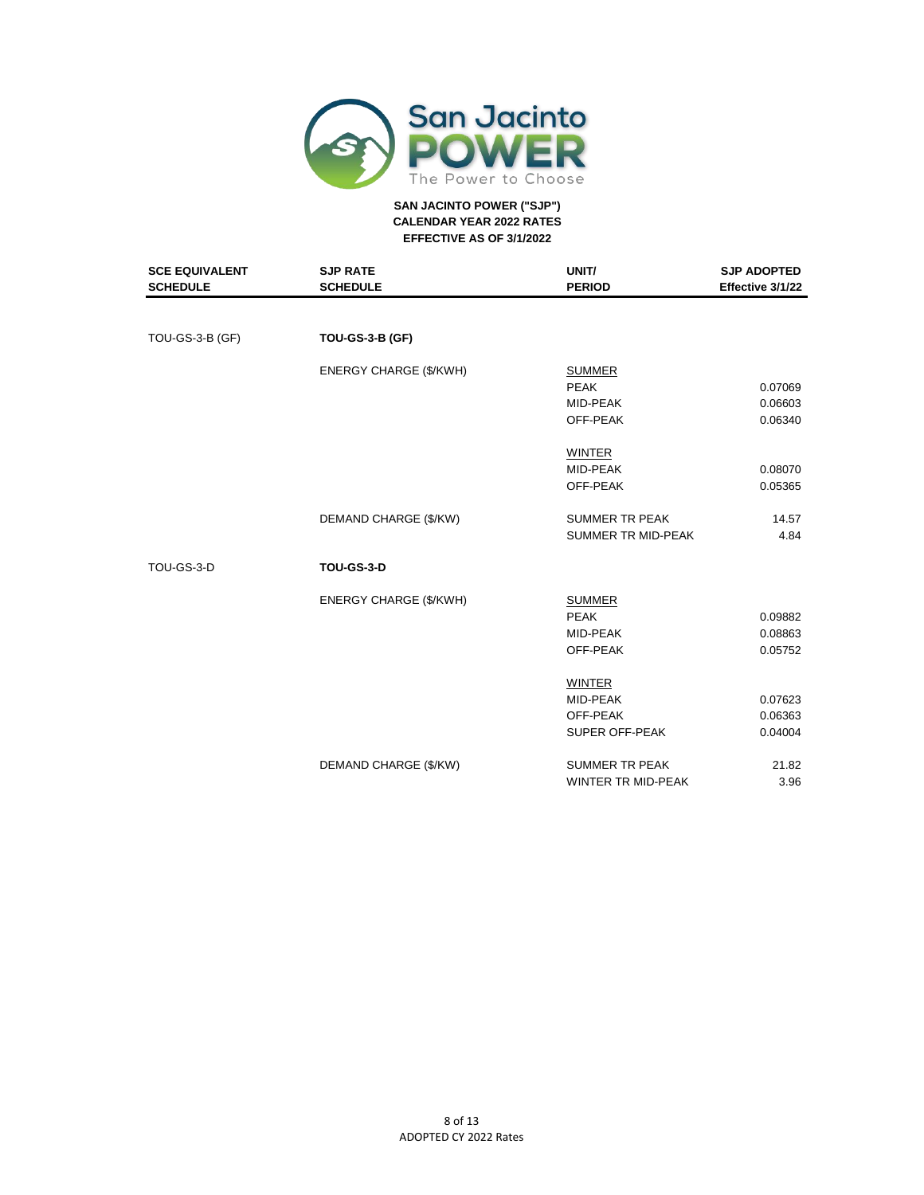**SAN JACINTO POWER ("SJP")**
**CALENDAR YEAR 2022 RATES**
**EFFECTIVE AS OF 3/1/2022**

| SCE EQUIVALENT SCHEDULE | SJP RATE SCHEDULE | UNIT/ PERIOD | SJP ADOPTED Effective 3/1/22 |
|---|---|---|---|
| TOU-GS-3-B (GF) | **TOU-GS-3-B (GF)** | | |
| | ENERGY CHARGE ($/KWH) | SUMMER | |
| | | PEAK | 0.07069 |
| | | MID-PEAK | 0.06603 |
| | | OFF-PEAK | 0.06340 |
| | | WINTER | |
| | | MID-PEAK | 0.08070 |
| | | OFF-PEAK | 0.05365 |
| | DEMAND CHARGE ($/KW) | SUMMER TR PEAK | 14.57 |
| | | SUMMER TR MID-PEAK | 4.84 |
| TOU-GS-3-D | **TOU-GS-3-D** | | |
| | ENERGY CHARGE ($/KWH) | SUMMER | |
| | | PEAK | 0.09882 |
| | | MID-PEAK | 0.08863 |
| | | OFF-PEAK | 0.05752 |
| | | WINTER | |
| | | MID-PEAK | 0.07623 |
| | | OFF-PEAK | 0.06363 |
| | | SUPER OFF-PEAK | 0.04004 |
| | DEMAND CHARGE ($/KW) | SUMMER TR PEAK | 21.82 |
| | | WINTER TR MID-PEAK | 3.96 |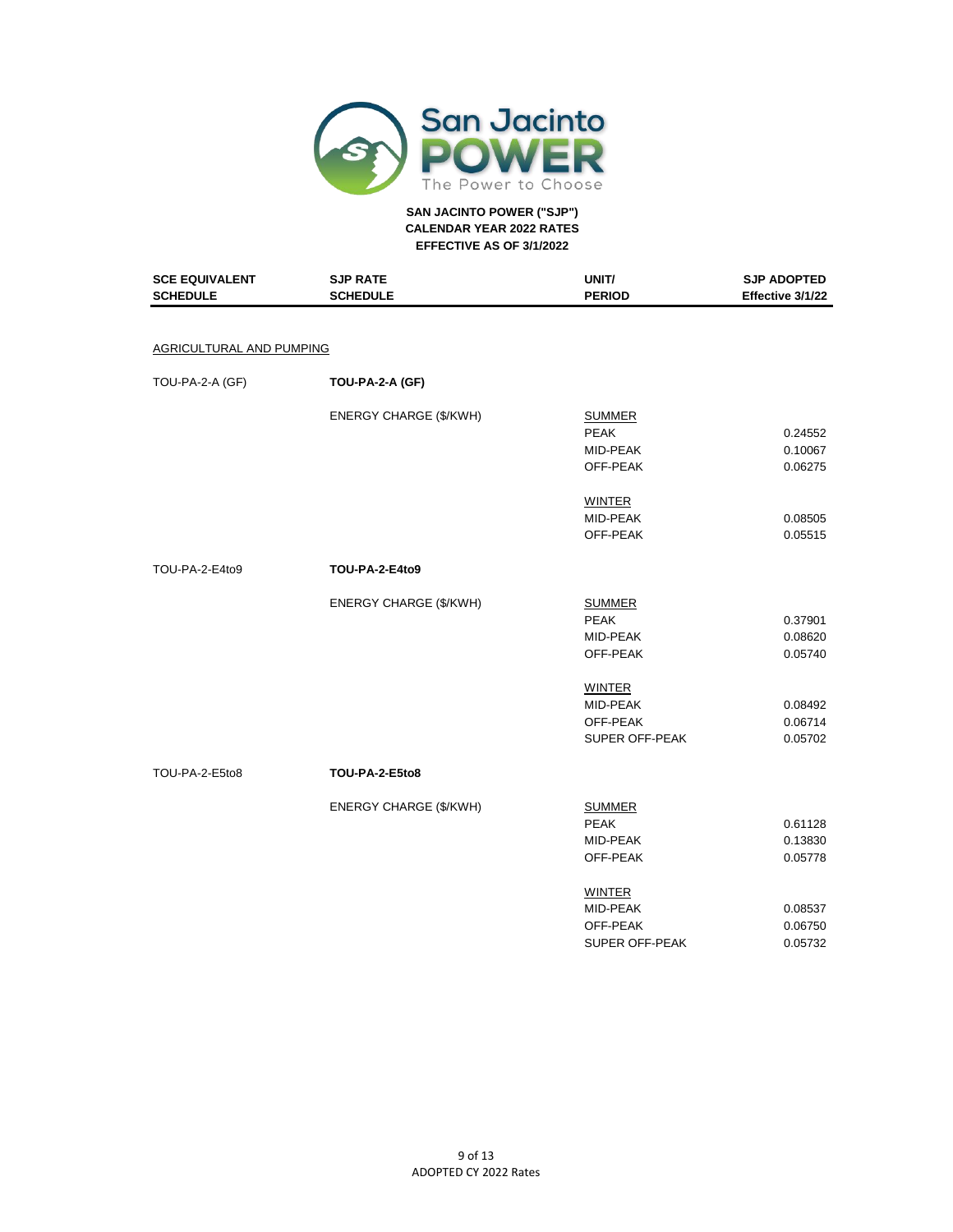**SAN JACINTO POWER ("SJP")**
**CALENDAR YEAR 2022 RATES**
**EFFECTIVE AS OF 3/1/2022**

| SCE EQUIVALENT SCHEDULE | SJP RATE SCHEDULE | UNIT/ PERIOD | SJP ADOPTED Effective 3/1/22 |
|---|---|---|---|
| AGRICULTURAL AND PUMPING | | | |
| TOU-PA-2-A (GF) | **TOU-PA-2-A (GF)** | | |
| | ENERGY CHARGE ($/KWH) | SUMMER | |
| | | PEAK | 0.24552 |
| | | MID-PEAK | 0.10067 |
| | | OFF-PEAK | 0.06275 |
| | | WINTER | |
| | | MID-PEAK | 0.08505 |
| | | OFF-PEAK | 0.05515 |
| TOU-PA-2-E4to9 | **TOU-PA-2-E4to9** | | |
| | ENERGY CHARGE ($/KWH) | SUMMER | |
| | | PEAK | 0.37901 |
| | | MID-PEAK | 0.08620 |
| | | OFF-PEAK | 0.05740 |
| | | WINTER | |
| | | MID-PEAK | 0.08492 |
| | | OFF-PEAK | 0.06714 |
| | | SUPER OFF-PEAK | 0.05702 |
| TOU-PA-2-E5to8 | **TOU-PA-2-E5to8** | | |
| | ENERGY CHARGE ($/KWH) | SUMMER | |
| | | PEAK | 0.61128 |
| | | MID-PEAK | 0.13830 |
| | | OFF-PEAK | 0.05778 |
| | | WINTER | |
| | | MID-PEAK | 0.08537 |
| | | OFF-PEAK | 0.06750 |
| | | SUPER OFF-PEAK | 0.05732 |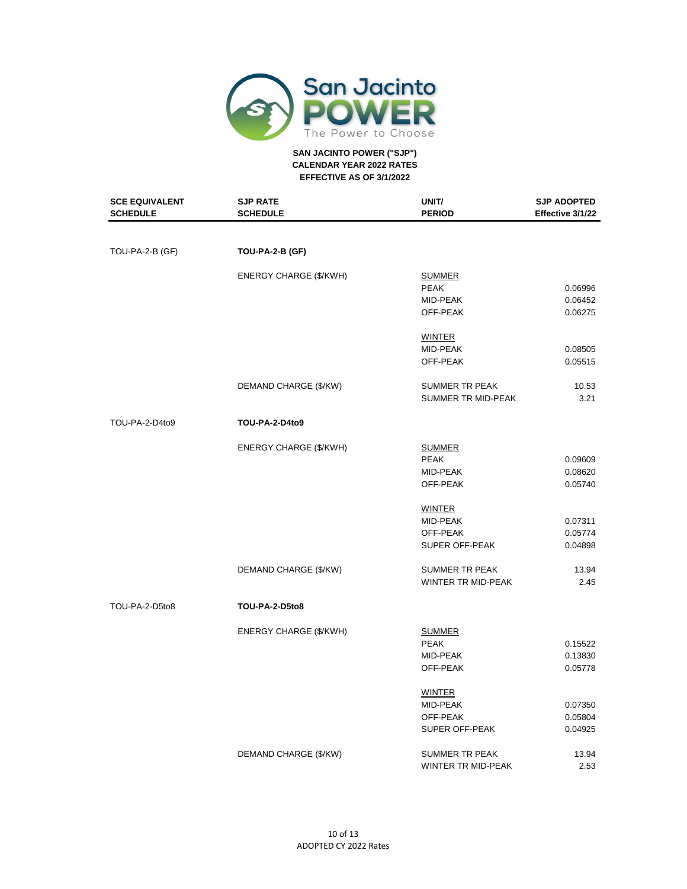**SAN JACINTO POWER ("SJP")**
**CALENDAR YEAR 2022 RATES**
**EFFECTIVE AS OF 3/1/2022**

| SCE EQUIVALENT SCHEDULE | SJP RATE SCHEDULE | UNIT/ PERIOD | SJP ADOPTED Effective 3/1/22 |
|---|---|---|---|
| TOU-PA-2-B (GF) | **TOU-PA-2-B (GF)** | | |
| | ENERGY CHARGE ($/KWH) | SUMMER | |
| | | PEAK | 0.06996 |
| | | MID-PEAK | 0.06452 |
| | | OFF-PEAK | 0.06275 |
| | | WINTER | |
| | | MID-PEAK | 0.08505 |
| | | OFF-PEAK | 0.05515 |
| | DEMAND CHARGE ($/KW) | SUMMER TR PEAK | 10.53 |
| | | SUMMER TR MID-PEAK | 3.21 |
| TOU-PA-2-D4to9 | **TOU-PA-2-D4to9** | | |
| | ENERGY CHARGE ($/KWH) | SUMMER | |
| | | PEAK | 0.09609 |
| | | MID-PEAK | 0.08620 |
| | | OFF-PEAK | 0.05740 |
| | | WINTER | |
| | | MID-PEAK | 0.07311 |
| | | OFF-PEAK | 0.05774 |
| | | SUPER OFF-PEAK | 0.04898 |
| | DEMAND CHARGE ($/KW) | SUMMER TR PEAK | 13.94 |
| | | WINTER TR MID-PEAK | 2.45 |
| TOU-PA-2-D5to8 | **TOU-PA-2-D5to8** | | |
| | ENERGY CHARGE ($/KWH) | SUMMER | |
| | | PEAK | 0.15522 |
| | | MID-PEAK | 0.13830 |
| | | OFF-PEAK | 0.05778 |
| | | WINTER | |
| | | MID-PEAK | 0.07350 |
| | | OFF-PEAK | 0.05804 |
| | | SUPER OFF-PEAK | 0.04925 |
| | DEMAND CHARGE ($/KW) | SUMMER TR PEAK | 13.94 |
| | | WINTER TR MID-PEAK | 2.53 |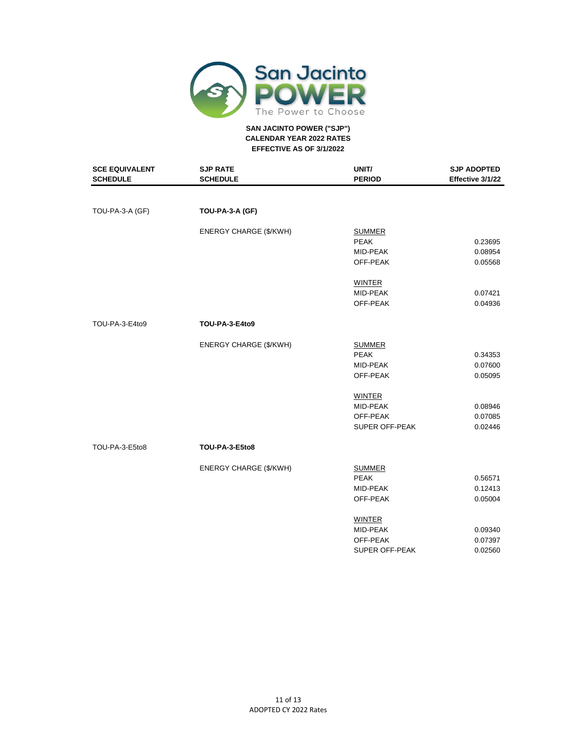**SAN JACINTO POWER ("SJP")**
**CALENDAR YEAR 2022 RATES**
**EFFECTIVE AS OF 3/1/2022**

| SCE EQUIVALENT SCHEDULE | SJP RATE SCHEDULE | UNIT/ PERIOD | SJP ADOPTED Effective 3/1/22 |
|---|---|---|---|
| TOU-PA-3-A (GF) | **TOU-PA-3-A (GF)** | | |
| | ENERGY CHARGE ($/KWH) | SUMMER | |
| | | PEAK | 0.23695 |
| | | MID-PEAK | 0.08954 |
| | | OFF-PEAK | 0.05568 |
| | | WINTER | |
| | | MID-PEAK | 0.07421 |
| | | OFF-PEAK | 0.04936 |
| TOU-PA-3-E4to9 | **TOU-PA-3-E4to9** | | |
| | ENERGY CHARGE ($/KWH) | SUMMER | |
| | | PEAK | 0.34353 |
| | | MID-PEAK | 0.07600 |
| | | OFF-PEAK | 0.05095 |
| | | WINTER | |
| | | MID-PEAK | 0.08946 |
| | | OFF-PEAK | 0.07085 |
| | | SUPER OFF-PEAK | 0.02446 |
| TOU-PA-3-E5to8 | **TOU-PA-3-E5to8** | | |
| | ENERGY CHARGE ($/KWH) | SUMMER | |
| | | PEAK | 0.56571 |
| | | MID-PEAK | 0.12413 |
| | | OFF-PEAK | 0.05004 |
| | | WINTER | |
| | | MID-PEAK | 0.09340 |
| | | OFF-PEAK | 0.07397 |
| | | SUPER OFF-PEAK | 0.02560 |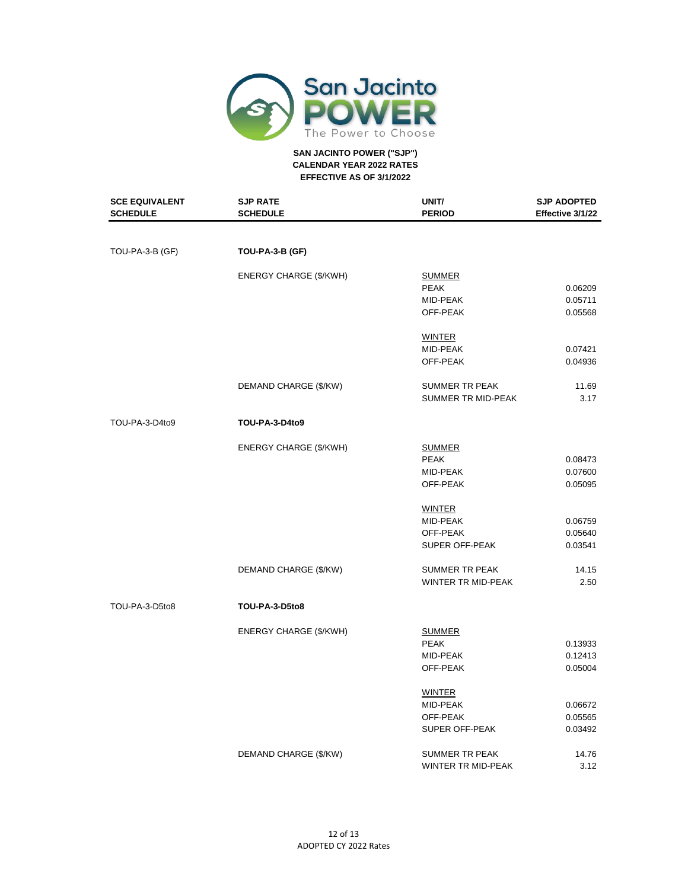**SAN JACINTO POWER ("SJP")**
**CALENDAR YEAR 2022 RATES**
**EFFECTIVE AS OF 3/1/2022**

| SCE EQUIVALENT SCHEDULE | SJP RATE SCHEDULE | UNIT/ PERIOD | SJP ADOPTED Effective 3/1/22 |
|---|---|---|---|
| TOU-PA-3-B (GF) | **TOU-PA-3-B (GF)** | | |
| | ENERGY CHARGE ($/KWH) | SUMMER | |
| | | PEAK | 0.06209 |
| | | MID-PEAK | 0.05711 |
| | | OFF-PEAK | 0.05568 |
| | | WINTER | |
| | | MID-PEAK | 0.07421 |
| | | OFF-PEAK | 0.04936 |
| | DEMAND CHARGE ($/KW) | SUMMER TR PEAK | 11.69 |
| | | SUMMER TR MID-PEAK | 3.17 |
| TOU-PA-3-D4to9 | **TOU-PA-3-D4to9** | | |
| | ENERGY CHARGE ($/KWH) | SUMMER | |
| | | PEAK | 0.08473 |
| | | MID-PEAK | 0.07600 |
| | | OFF-PEAK | 0.05095 |
| | | WINTER | |
| | | MID-PEAK | 0.06759 |
| | | OFF-PEAK | 0.05640 |
| | | SUPER OFF-PEAK | 0.03541 |
| | DEMAND CHARGE ($/KW) | SUMMER TR PEAK | 14.15 |
| | | WINTER TR MID-PEAK | 2.50 |
| TOU-PA-3-D5to8 | **TOU-PA-3-D5to8** | | |
| | ENERGY CHARGE ($/KWH) | SUMMER | |
| | | PEAK | 0.13933 |
| | | MID-PEAK | 0.12413 |
| | | OFF-PEAK | 0.05004 |
| | | WINTER | |
| | | MID-PEAK | 0.06672 |
| | | OFF-PEAK | 0.05565 |
| | | SUPER OFF-PEAK | 0.03492 |
| | DEMAND CHARGE ($/KW) | SUMMER TR PEAK | 14.76 |
| | | WINTER TR MID-PEAK | 3.12 |

ADOPTED CY 2022 Rates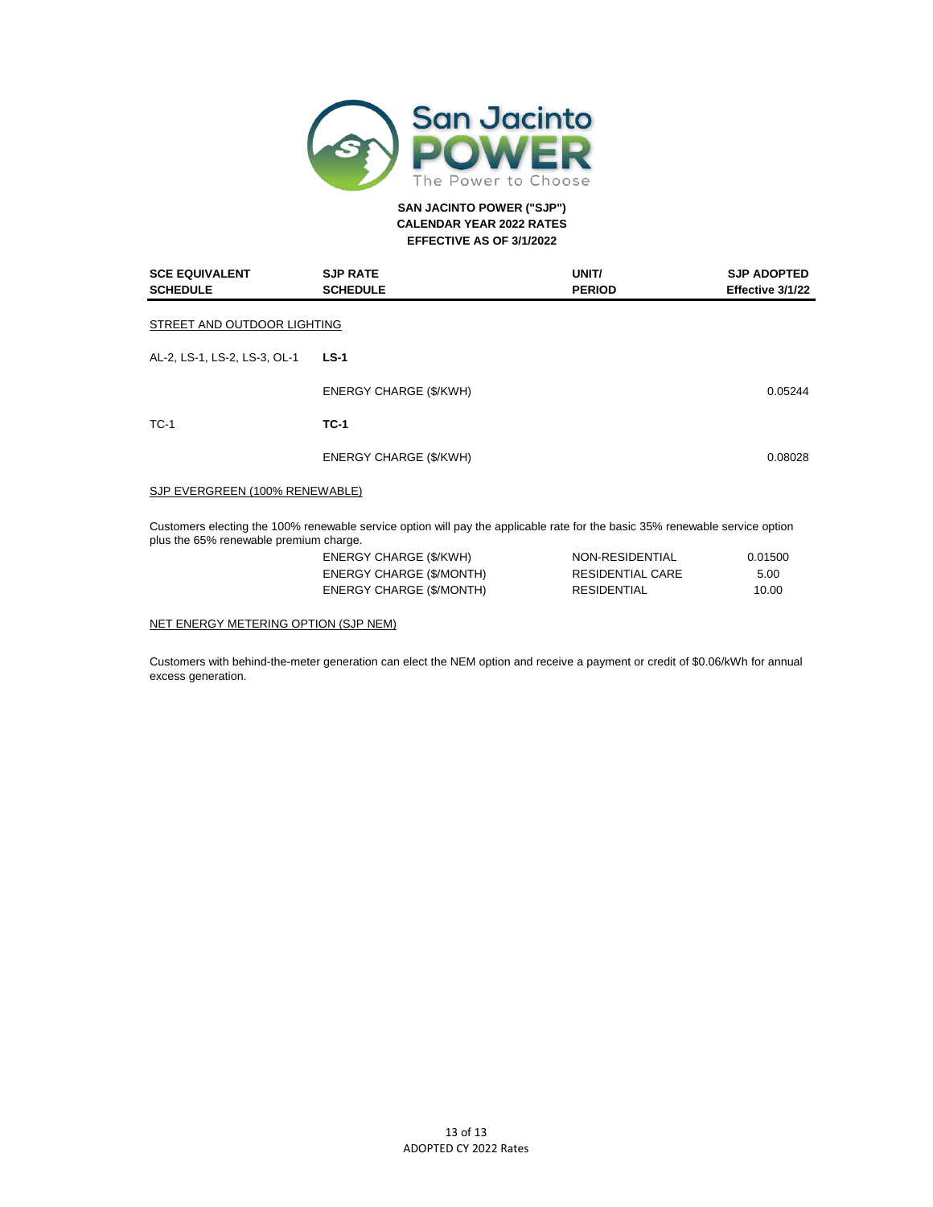**SAN JACINTO POWER ("SJP")**
**CALENDAR YEAR 2022 RATES**
**EFFECTIVE AS OF 3/1/2022**

| SCE EQUIVALENT SCHEDULE | SJP RATE SCHEDULE | UNIT/ PERIOD | SJP ADOPTED Effective 3/1/22 |
|---|---|---|---|
| STREET AND OUTDOOR LIGHTING | | | |
| AL-2, LS-1, LS-2, LS-3, OL-1 | **LS-1** | | |
| | ENERGY CHARGE ($/KWH) | | 0.05244 |
| TC-1 | **TC-1** | | |
| | ENERGY CHARGE ($/KWH) | | 0.08028 |

SJP EVERGREEN (100% RENEWABLE)

Customers electing the 100% renewable service option will pay the applicable rate for the basic 35% renewable service option plus the 65% renewable premium charge.

| | | | |
|---|---|---|---|
| | ENERGY CHARGE ($/KWH) | NON-RESIDENTIAL | 0.01500 |
| | ENERGY CHARGE ($/MONTH) | RESIDENTIAL CARE | 5.00 |
| | ENERGY CHARGE ($/MONTH) | RESIDENTIAL | 10.00 |

NET ENERGY METERING OPTION (SJP NEM)

Customers with behind-the-meter generation can elect the NEM option and receive a payment or credit of $0.06/kWh for annual excess generation.